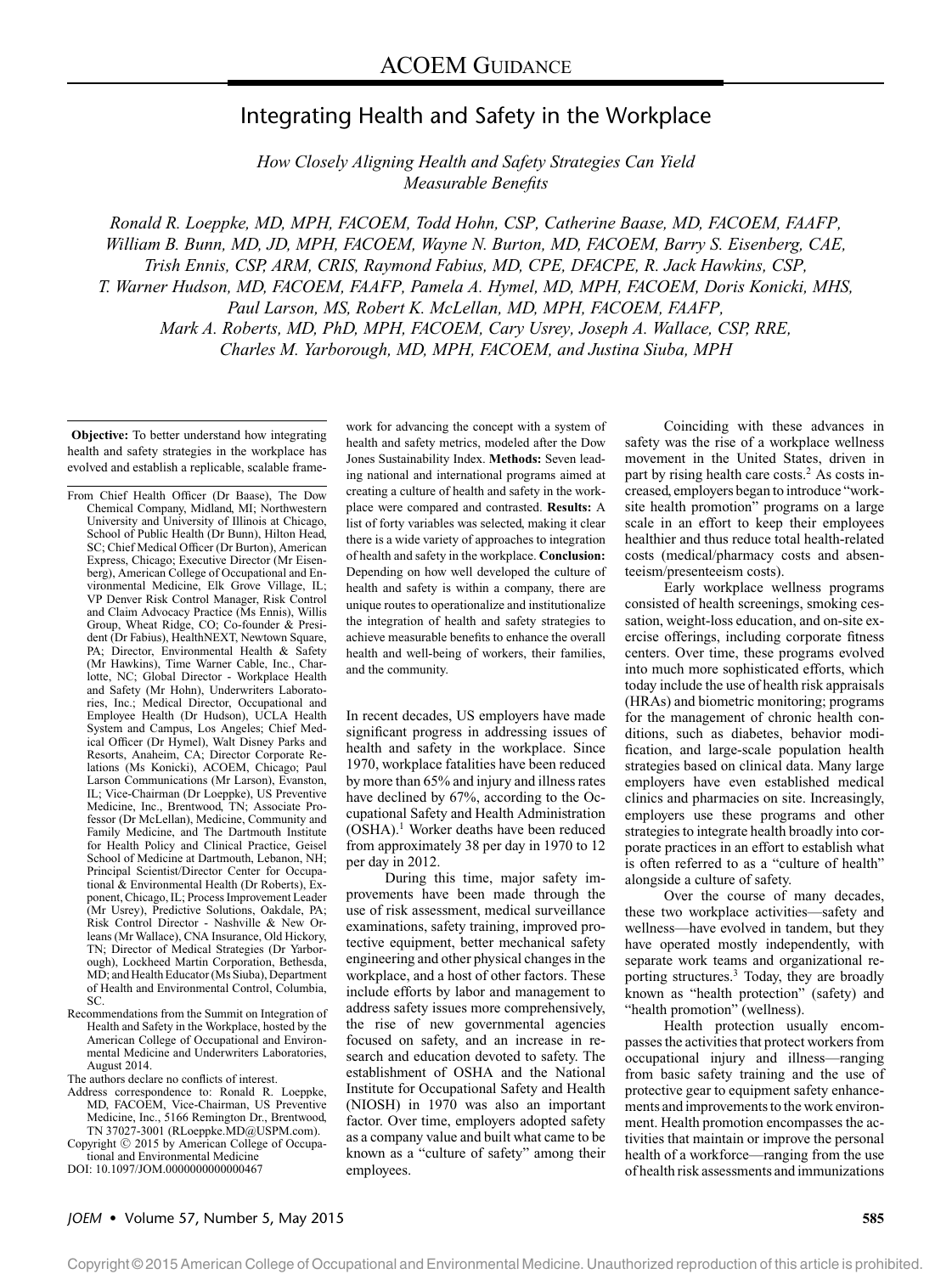ACOEM GUIDANCE

# Integrating Health and Safety in the Workplace

*How Closely Aligning Health and Safety Strategies Can Yield Measurable Benefits*

*Ronald R. Loeppke, MD, MPH, FACOEM, Todd Hohn, CSP, Catherine Baase, MD, FACOEM, FAAFP, William B. Bunn, MD, JD, MPH, FACOEM, Wayne N. Burton, MD, FACOEM, Barry S. Eisenberg, CAE, Trish Ennis, CSP, ARM, CRIS, Raymond Fabius, MD, CPE, DFACPE, R. Jack Hawkins, CSP, T. Warner Hudson, MD, FACOEM, FAAFP, Pamela A. Hymel, MD, MPH, FACOEM, Doris Konicki, MHS, Paul Larson, MS, Robert K. McLellan, MD, MPH, FACOEM, FAAFP, Mark A. Roberts, MD, PhD, MPH, FACOEM, Cary Usrey, Joseph A. Wallace, CSP, RRE, Charles M. Yarborough, MD, MPH, FACOEM, and Justina Siuba, MPH*

**Objective:** To better understand how integrating health and safety strategies in the workplace has evolved and establish a replicable, scalable framework for advancing the concept with a system of health and safety metrics, modeled after the Dow Jones Sustainability Index. **Methods:** Seven leading national and international programs aimed at creating a culture of health and safety in the workplace were compared and contrasted. **Results:** A list of forty variables was selected, making it clear there is a wide variety of approaches to integration of health and safety in the workplace. **Conclusion:** Depending on how well developed the culture of health and safety is within a company, there are unique routes to operationalize and institutionalize the integration of health and safety strategies to achieve measurable benefits to enhance the overall health and well-being of workers, their families, and the community.

From Chief Health Officer (Dr Baase), The Dow Chemical Company, Midland, MI; Northwestern University and University of Illinois at Chicago, School of Public Health (Dr Bunn), Hilton Head, SC; Chief Medical Officer (Dr Burton), American Express, Chicago; Executive Director (Mr Eisenberg), American College of Occupational and Environmental Medicine, Elk Grove Village, IL; VP Denver Risk Control Manager, Risk Control and Claim Advocacy Practice (Ms Ennis), Willis Group, Wheat Ridge, CO; Co-founder & President (Dr Fabius), HealthNEXT, Newtown Square, PA; Director, Environmental Health & Safety (Mr Hawkins), Time Warner Cable, Inc., Charlotte, NC; Global Director - Workplace Health and Safety (Mr Hohn), Underwriters Laboratories, Inc.; Medical Director, Occupational and Employee Health (Dr Hudson), UCLA Health System and Campus, Los Angeles; Chief Medical Officer (Dr Hymel), Walt Disney Parks and Resorts, Anaheim, CA; Director Corporate Relations (Ms Konicki), ACOEM, Chicago; Paul Larson Communications (Mr Larson), Evanston, IL; Vice-Chairman (Dr Loeppke), US Preventive Medicine, Inc., Brentwood, TN; Associate Professor (Dr McLellan), Medicine, Community and Family Medicine, and The Dartmouth Institute for Health Policy and Clinical Practice, Geisel School of Medicine at Dartmouth, Lebanon, NH; Principal Scientist/Director Center for Occupational & Environmental Health (Dr Roberts), Exponent, Chicago, IL; Process Improvement Leader (Mr Usrey), Predictive Solutions, Oakdale, PA; Risk Control Director - Nashville & New Orleans (Mr Wallace), CNA Insurance, Old Hickory, TN; Director of Medical Strategies (Dr Yarborough), Lockheed Martin Corporation, Bethesda, MD; and Health Educator (Ms Siuba), Department of Health and Environmental Control, Columbia, SC.

Recommendations from the Summit on Integration of Health and Safety in the Workplace, hosted by the American College of Occupational and Environmental Medicine and Underwriters Laboratories, August 2014.

The authors declare no conflicts of interest.

Address correspondence to: Ronald R. Loeppke, MD, FACOEM, Vice-Chairman, US Preventive Medicine, Inc., 5166 Remington Dr., Brentwood, TN 37027-3001 (RLoeppke.MD@USPM.com).

Copyright © 2015 by American College of Occupational and Environmental Medicine

DOI: 10.1097/JOM.0000000000000467

In recent decades, US employers have made significant progress in addressing issues of health and safety in the workplace. Since 1970, workplace fatalities have been reduced by more than 65% and injury and illness rates have declined by 67%, according to the Occupational Safety and Health Administration (OSHA).[1] Worker deaths have been reduced from approximately 38 per day in 1970 to 12 per day in 2012.

During this time, major safety improvements have been made through the use of risk assessment, medical surveillance examinations, safety training, improved protective equipment, better mechanical safety engineering and other physical changes in the workplace, and a host of other factors. These include efforts by labor and management to address safety issues more comprehensively, the rise of new governmental agencies focused on safety, and an increase in research and education devoted to safety. The establishment of OSHA and the National Institute for Occupational Safety and Health (NIOSH) in 1970 was also an important factor. Over time, employers adopted safety as a company value and built what came to be known as a "culture of safety" among their employees.

Coinciding with these advances in safety was the rise of a workplace wellness movement in the United States, driven in part by rising health care costs.[2] As costs increased, employers began to introduce "worksite health promotion" programs on a large scale in an effort to keep their employees healthier and thus reduce total health-related costs (medical/pharmacy costs and absenteeism/presenteeism costs).

Early workplace wellness programs consisted of health screenings, smoking cessation, weight-loss education, and on-site exercise offerings, including corporate fitness centers. Over time, these programs evolved into much more sophisticated efforts, which today include the use of health risk appraisals (HRAs) and biometric monitoring; programs for the management of chronic health conditions, such as diabetes, behavior modification, and large-scale population health strategies based on clinical data. Many large employers have even established medical clinics and pharmacies on site. Increasingly, employers use these programs and other strategies to integrate health broadly into corporate practices in an effort to establish what is often referred to as a "culture of health" alongside a culture of safety.

Over the course of many decades, these two workplace activities—safety and wellness—have evolved in tandem, but they have operated mostly independently, with separate work teams and organizational reporting structures.[3] Today, they are broadly known as "health protection" (safety) and "health promotion" (wellness).

Health protection usually encompasses the activities that protect workers from occupational injury and illness—ranging from basic safety training and the use of protective gear to equipment safety enhancements and improvements to the work environment. Health promotion encompasses the activities that maintain or improve the personal health of a workforce—ranging from the use of health risk assessments and immunizations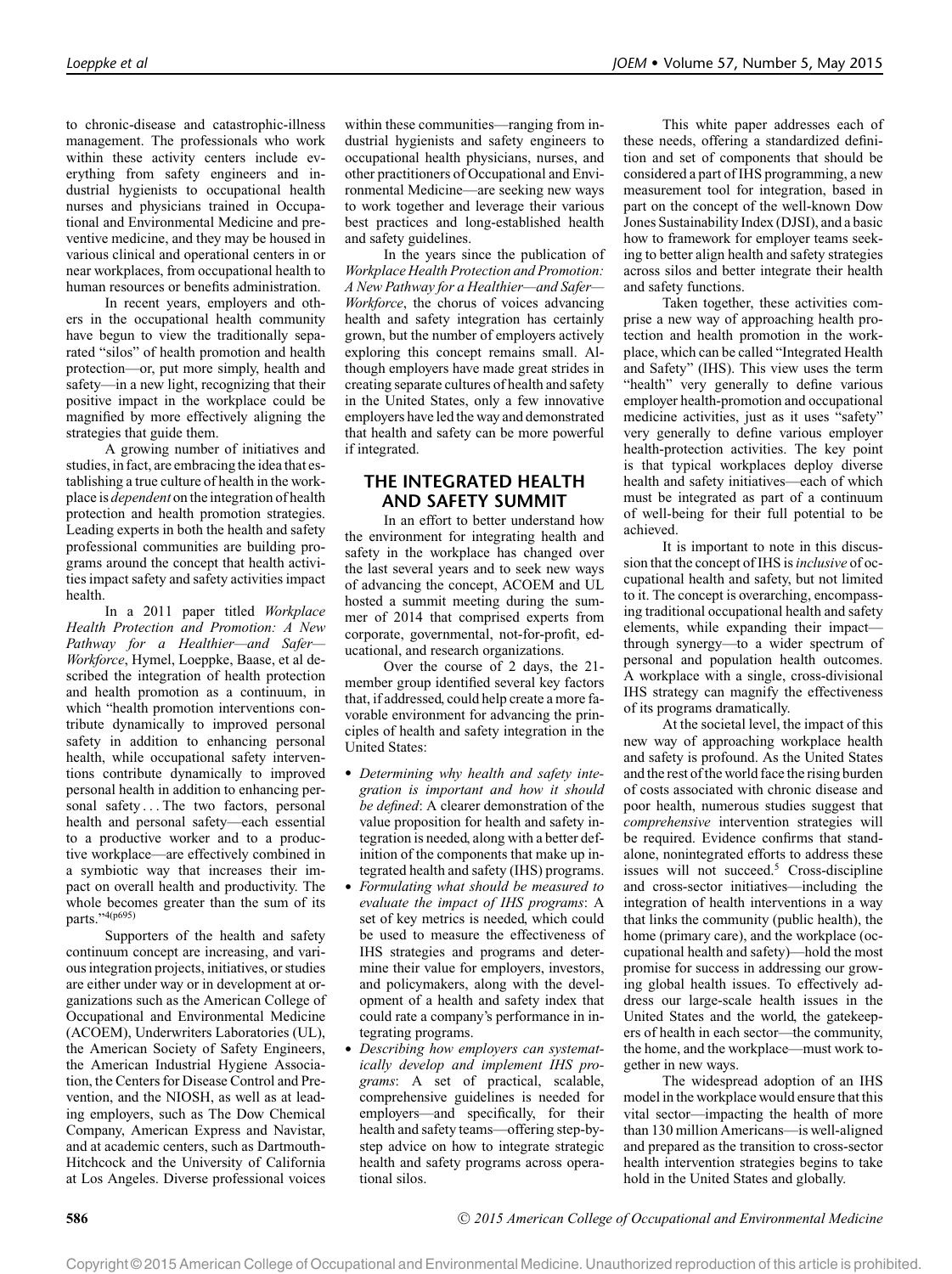to chronic-disease and catastrophic-illness management. The professionals who work within these activity centers include everything from safety engineers and industrial hygienists to occupational health nurses and physicians trained in Occupational and Environmental Medicine and preventive medicine, and they may be housed in various clinical and operational centers in or near workplaces, from occupational health to human resources or benefits administration.

In recent years, employers and others in the occupational health community have begun to view the traditionally separated "silos" of health promotion and health protection—or, put more simply, health and safety—in a new light, recognizing that their positive impact in the workplace could be magnified by more effectively aligning the strategies that guide them.

A growing number of initiatives and studies, in fact, are embracing the idea that establishing a true culture of health in the workplace is *dependent* on the integration of health protection and health promotion strategies. Leading experts in both the health and safety professional communities are building programs around the concept that health activities impact safety and safety activities impact health.

In a 2011 paper titled *Workplace Health Protection and Promotion: A New Pathway for a Healthier—and Safer—Workforce*, Hymel, Loeppke, Baase, et al described the integration of health protection and health promotion as a continuum, in which "health promotion interventions contribute dynamically to improved personal safety in addition to enhancing personal health, while occupational safety interventions contribute dynamically to improved personal health in addition to enhancing personal safety . . . The two factors, personal health and personal safety—each essential to a productive worker and to a productive workplace—are effectively combined in a symbiotic way that increases their impact on overall health and productivity. The whole becomes greater than the sum of its parts."[4(p695)]

Supporters of the health and safety continuum concept are increasing, and various integration projects, initiatives, or studies are either under way or in development at organizations such as the American College of Occupational and Environmental Medicine (ACOEM), Underwriters Laboratories (UL), the American Society of Safety Engineers, the American Industrial Hygiene Association, the Centers for Disease Control and Prevention, and the NIOSH, as well as at leading employers, such as The Dow Chemical Company, American Express and Navistar, and at academic centers, such as Dartmouth-Hitchcock and the University of California at Los Angeles. Diverse professional voices within these communities—ranging from industrial hygienists and safety engineers to occupational health physicians, nurses, and other practitioners of Occupational and Environmental Medicine—are seeking new ways to work together and leverage their various best practices and long-established health and safety guidelines.

In the years since the publication of *Workplace Health Protection and Promotion: A New Pathway for a Healthier—and Safer—Workforce*, the chorus of voices advancing health and safety integration has certainly grown, but the number of employers actively exploring this concept remains small. Although employers have made great strides in creating separate cultures of health and safety in the United States, only a few innovative employers have led the way and demonstrated that health and safety can be more powerful if integrated.

## THE INTEGRATED HEALTH AND SAFETY SUMMIT

In an effort to better understand how the environment for integrating health and safety in the workplace has changed over the last several years and to seek new ways of advancing the concept, ACOEM and UL hosted a summit meeting during the summer of 2014 that comprised experts from corporate, governmental, not-for-profit, educational, and research organizations.

Over the course of 2 days, the 21-member group identified several key factors that, if addressed, could help create a more favorable environment for advancing the principles of health and safety integration in the United States:

- *Determining why health and safety integration is important and how it should be defined*: A clearer demonstration of the value proposition for health and safety integration is needed, along with a better definition of the components that make up integrated health and safety (IHS) programs.
- *Formulating what should be measured to evaluate the impact of IHS programs*: A set of key metrics is needed, which could be used to measure the effectiveness of IHS strategies and programs and determine their value for employers, investors, and policymakers, along with the development of a health and safety index that could rate a company's performance in integrating programs.
- *Describing how employers can systematically develop and implement IHS programs*: A set of practical, scalable, comprehensive guidelines is needed for employers—and specifically, for their health and safety teams—offering step-by-step advice on how to integrate strategic health and safety programs across operational silos.

This white paper addresses each of these needs, offering a standardized definition and set of components that should be considered a part of IHS programming, a new measurement tool for integration, based in part on the concept of the well-known Dow Jones Sustainability Index (DJSI), and a basic how to framework for employer teams seeking to better align health and safety strategies across silos and better integrate their health and safety functions.

Taken together, these activities comprise a new way of approaching health protection and health promotion in the workplace, which can be called "Integrated Health and Safety" (IHS). This view uses the term "health" very generally to define various employer health-promotion and occupational medicine activities, just as it uses "safety" very generally to define various employer health-protection activities. The key point is that typical workplaces deploy diverse health and safety initiatives—each of which must be integrated as part of a continuum of well-being for their full potential to be achieved.

It is important to note in this discussion that the concept of IHS is *inclusive* of occupational health and safety, but not limited to it. The concept is overarching, encompassing traditional occupational health and safety elements, while expanding their impact—through synergy—to a wider spectrum of personal and population health outcomes. A workplace with a single, cross-divisional IHS strategy can magnify the effectiveness of its programs dramatically.

At the societal level, the impact of this new way of approaching workplace health and safety is profound. As the United States and the rest of the world face the rising burden of costs associated with chronic disease and poor health, numerous studies suggest that *comprehensive* intervention strategies will be required. Evidence confirms that stand-alone, nonintegrated efforts to address these issues will not succeed.[5] Cross-discipline and cross-sector initiatives—including the integration of health interventions in a way that links the community (public health), the home (primary care), and the workplace (occupational health and safety)—hold the most promise for success in addressing our growing global health issues. To effectively address our large-scale health issues in the United States and the world, the gatekeepers of health in each sector—the community, the home, and the workplace—must work together in new ways.

The widespread adoption of an IHS model in the workplace would ensure that this vital sector—impacting the health of more than 130 million Americans—is well-aligned and prepared as the transition to cross-sector health intervention strategies begins to take hold in the United States and globally.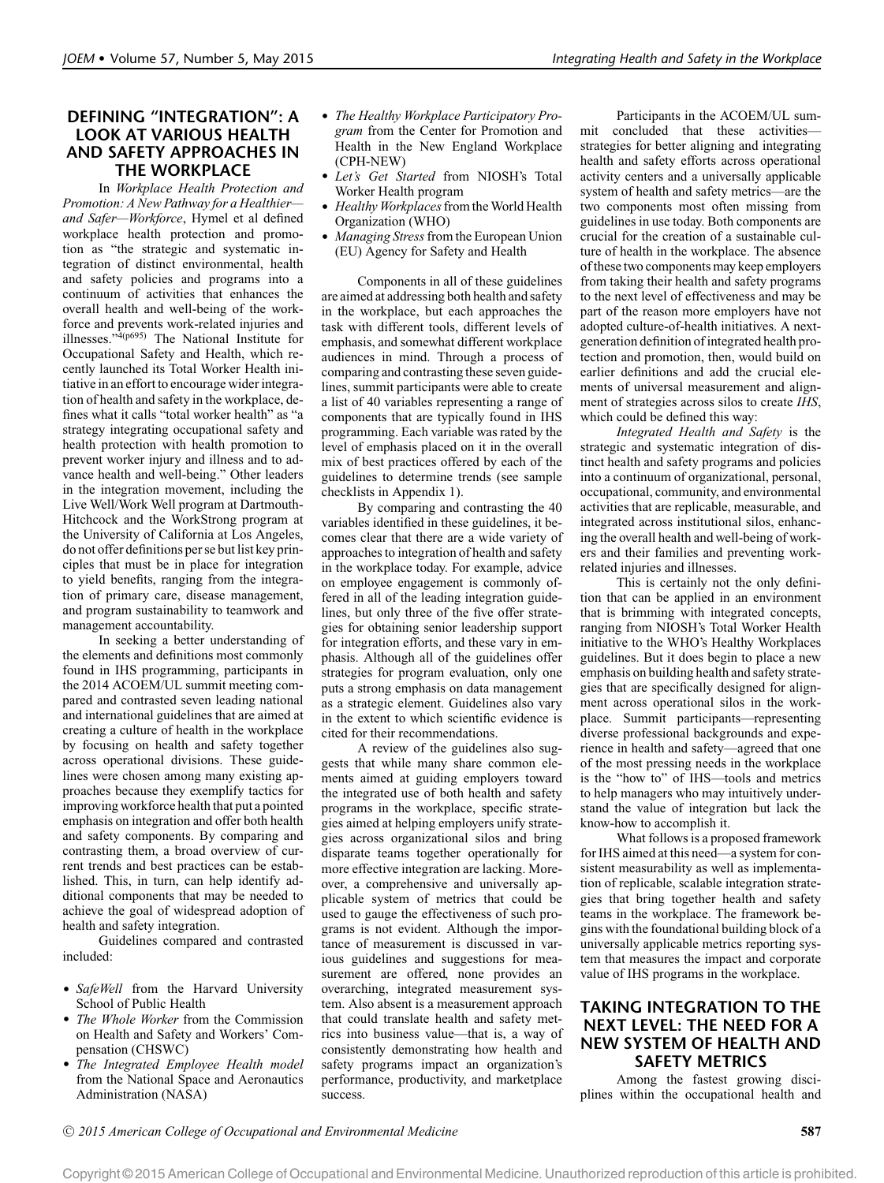## DEFINING "INTEGRATION": A LOOK AT VARIOUS HEALTH AND SAFETY APPROACHES IN THE WORKPLACE

In *Workplace Health Protection and Promotion: A New Pathway for a Healthier—and Safer—Workforce*, Hymel et al defined workplace health protection and promotion as "the strategic and systematic integration of distinct environmental, health and safety policies and programs into a continuum of activities that enhances the overall health and well-being of the workforce and prevents work-related injuries and illnesses."[4(p695)] The National Institute for Occupational Safety and Health, which recently launched its Total Worker Health initiative in an effort to encourage wider integration of health and safety in the workplace, defines what it calls "total worker health" as "a strategy integrating occupational safety and health protection with health promotion to prevent worker injury and illness and to advance health and well-being." Other leaders in the integration movement, including the Live Well/Work Well program at Dartmouth-Hitchcock and the WorkStrong program at the University of California at Los Angeles, do not offer definitions per se but list key principles that must be in place for integration to yield benefits, ranging from the integration of primary care, disease management, and program sustainability to teamwork and management accountability.

In seeking a better understanding of the elements and definitions most commonly found in IHS programming, participants in the 2014 ACOEM/UL summit meeting compared and contrasted seven leading national and international guidelines that are aimed at creating a culture of health in the workplace by focusing on health and safety together across operational divisions. These guidelines were chosen among many existing approaches because they exemplify tactics for improving workforce health that put a pointed emphasis on integration and offer both health and safety components. By comparing and contrasting them, a broad overview of current trends and best practices can be established. This, in turn, can help identify additional components that may be needed to achieve the goal of widespread adoption of health and safety integration.

Guidelines compared and contrasted included:

- *SafeWell* from the Harvard University School of Public Health
- *The Whole Worker* from the Commission on Health and Safety and Workers' Compensation (CHSWC)
- *The Integrated Employee Health model* from the National Space and Aeronautics Administration (NASA)
- *The Healthy Workplace Participatory Program* from the Center for Promotion and Health in the New England Workplace (CPH-NEW)
- *Let's Get Started* from NIOSH's Total Worker Health program
- *Healthy Workplaces* from the World Health Organization (WHO)
- *Managing Stress* from the European Union (EU) Agency for Safety and Health

Components in all of these guidelines are aimed at addressing both health and safety in the workplace, but each approaches the task with different tools, different levels of emphasis, and somewhat different workplace audiences in mind. Through a process of comparing and contrasting these seven guidelines, summit participants were able to create a list of 40 variables representing a range of components that are typically found in IHS programming. Each variable was rated by the level of emphasis placed on it in the overall mix of best practices offered by each of the guidelines to determine trends (see sample checklists in Appendix 1).

By comparing and contrasting the 40 variables identified in these guidelines, it becomes clear that there are a wide variety of approaches to integration of health and safety in the workplace today. For example, advice on employee engagement is commonly offered in all of the leading integration guidelines, but only three of the five offer strategies for obtaining senior leadership support for integration efforts, and these vary in emphasis. Although all of the guidelines offer strategies for program evaluation, only one puts a strong emphasis on data management as a strategic element. Guidelines also vary in the extent to which scientific evidence is cited for their recommendations.

A review of the guidelines also suggests that while many share common elements aimed at guiding employers toward the integrated use of both health and safety programs in the workplace, specific strategies aimed at helping employers unify strategies across organizational silos and bring disparate teams together operationally for more effective integration are lacking. Moreover, a comprehensive and universally applicable system of metrics that could be used to gauge the effectiveness of such programs is not evident. Although the importance of measurement is discussed in various guidelines and suggestions for measurement are offered, none provides an overarching, integrated measurement system. Also absent is a measurement approach that could translate health and safety metrics into business value—that is, a way of consistently demonstrating how health and safety programs impact an organization's performance, productivity, and marketplace success.

Participants in the ACOEM/UL summit concluded that these activities—strategies for better aligning and integrating health and safety efforts across operational activity centers and a universally applicable system of health and safety metrics—are the two components most often missing from guidelines in use today. Both components are crucial for the creation of a sustainable culture of health in the workplace. The absence of these two components may keep employers from taking their health and safety programs to the next level of effectiveness and may be part of the reason more employers have not adopted culture-of-health initiatives. A next-generation definition of integrated health protection and promotion, then, would build on earlier definitions and add the crucial elements of universal measurement and alignment of strategies across silos to create *IHS*, which could be defined this way:

*Integrated Health and Safety* is the strategic and systematic integration of distinct health and safety programs and policies into a continuum of organizational, personal, occupational, community, and environmental activities that are replicable, measurable, and integrated across institutional silos, enhancing the overall health and well-being of workers and their families and preventing work-related injuries and illnesses.

This is certainly not the only definition that can be applied in an environment that is brimming with integrated concepts, ranging from NIOSH's Total Worker Health initiative to the WHO's Healthy Workplaces guidelines. But it does begin to place a new emphasis on building health and safety strategies that are specifically designed for alignment across operational silos in the workplace. Summit participants—representing diverse professional backgrounds and experience in health and safety—agreed that one of the most pressing needs in the workplace is the "how to" of IHS—tools and metrics to help managers who may intuitively understand the value of integration but lack the know-how to accomplish it.

What follows is a proposed framework for IHS aimed at this need—a system for consistent measurability as well as implementation of replicable, scalable integration strategies that bring together health and safety teams in the workplace. The framework begins with the foundational building block of a universally applicable metrics reporting system that measures the impact and corporate value of IHS programs in the workplace.

## TAKING INTEGRATION TO THE NEXT LEVEL: THE NEED FOR A NEW SYSTEM OF HEALTH AND SAFETY METRICS

Among the fastest growing disciplines within the occupational health and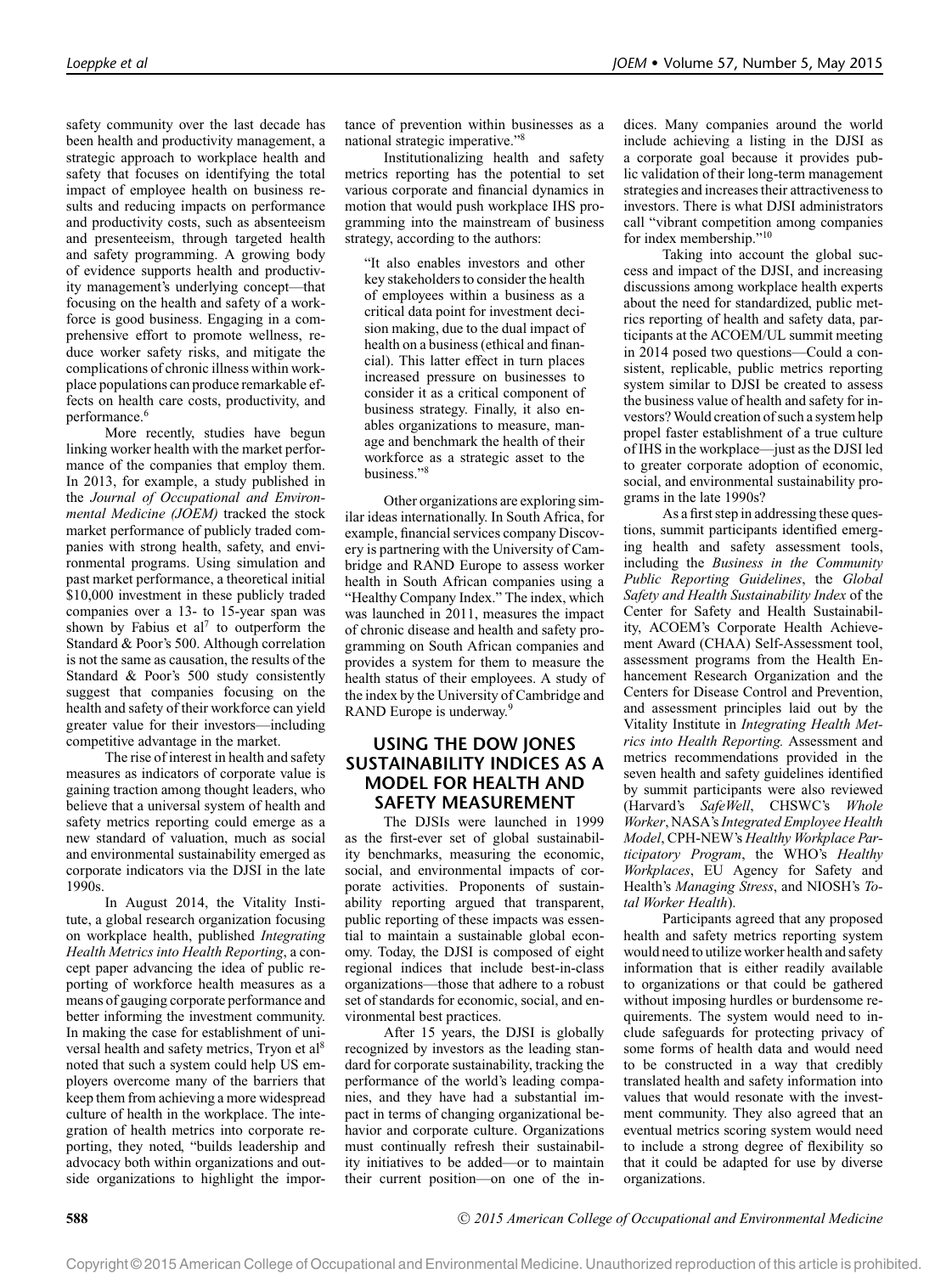safety community over the last decade has been health and productivity management, a strategic approach to workplace health and safety that focuses on identifying the total impact of employee health on business results and reducing impacts on performance and productivity costs, such as absenteeism and presenteeism, through targeted health and safety programming. A growing body of evidence supports health and productivity management's underlying concept—that focusing on the health and safety of a workforce is good business. Engaging in a comprehensive effort to promote wellness, reduce worker safety risks, and mitigate the complications of chronic illness within workplace populations can produce remarkable effects on health care costs, productivity, and performance.[6]

More recently, studies have begun linking worker health with the market performance of the companies that employ them. In 2013, for example, a study published in the *Journal of Occupational and Environmental Medicine (JOEM)* tracked the stock market performance of publicly traded companies with strong health, safety, and environmental programs. Using simulation and past market performance, a theoretical initial $10,000 investment in these publicly traded companies over a 13- to 15-year span was shown by Fabius et al[7] to outperform the Standard & Poor's 500. Although correlation is not the same as causation, the results of the Standard & Poor's 500 study consistently suggest that companies focusing on the health and safety of their workforce can yield greater value for their investors—including competitive advantage in the market.

The rise of interest in health and safety measures as indicators of corporate value is gaining traction among thought leaders, who believe that a universal system of health and safety metrics reporting could emerge as a new standard of valuation, much as social and environmental sustainability emerged as corporate indicators via the DJSI in the late 1990s.

In August 2014, the Vitality Institute, a global research organization focusing on workplace health, published *Integrating Health Metrics into Health Reporting*, a concept paper advancing the idea of public reporting of workforce health measures as a means of gauging corporate performance and better informing the investment community. In making the case for establishment of universal health and safety metrics, Tryon et al[8] noted that such a system could help US employers overcome many of the barriers that keep them from achieving a more widespread culture of health in the workplace. The integration of health metrics into corporate reporting, they noted, "builds leadership and advocacy both within organizations and outside organizations to highlight the importance of prevention within businesses as a national strategic imperative."[8]

Institutionalizing health and safety metrics reporting has the potential to set various corporate and financial dynamics in motion that would push workplace IHS programming into the mainstream of business strategy, according to the authors:

> "It also enables investors and other key stakeholders to consider the health of employees within a business as a critical data point for investment decision making, due to the dual impact of health on a business (ethical and financial). This latter effect in turn places increased pressure on businesses to consider it as a critical component of business strategy. Finally, it also enables organizations to measure, manage and benchmark the health of their workforce as a strategic asset to the business."[8]

Other organizations are exploring similar ideas internationally. In South Africa, for example, financial services company Discovery is partnering with the University of Cambridge and RAND Europe to assess worker health in South African companies using a "Healthy Company Index." The index, which was launched in 2011, measures the impact of chronic disease and health and safety programming on South African companies and provides a system for them to measure the health status of their employees. A study of the index by the University of Cambridge and RAND Europe is underway.[9]

## USING THE DOW JONES SUSTAINABILITY INDICES AS A MODEL FOR HEALTH AND SAFETY MEASUREMENT

The DJSIs were launched in 1999 as the first-ever set of global sustainability benchmarks, measuring the economic, social, and environmental impacts of corporate activities. Proponents of sustainability reporting argued that transparent, public reporting of these impacts was essential to maintain a sustainable global economy. Today, the DJSI is composed of eight regional indices that include best-in-class organizations—those that adhere to a robust set of standards for economic, social, and environmental best practices.

After 15 years, the DJSI is globally recognized by investors as the leading standard for corporate sustainability, tracking the performance of the world's leading companies, and they have had a substantial impact in terms of changing organizational behavior and corporate culture. Organizations must continually refresh their sustainability initiatives to be added—or to maintain their current position—on one of the indices. Many companies around the world include achieving a listing in the DJSI as a corporate goal because it provides public validation of their long-term management strategies and increases their attractiveness to investors. There is what DJSI administrators call "vibrant competition among companies for index membership."[10]

Taking into account the global success and impact of the DJSI, and increasing discussions among workplace health experts about the need for standardized, public metrics reporting of health and safety data, participants at the ACOEM/UL summit meeting in 2014 posed two questions—Could a consistent, replicable, public metrics reporting system similar to DJSI be created to assess the business value of health and safety for investors? Would creation of such a system help propel faster establishment of a true culture of IHS in the workplace—just as the DJSI led to greater corporate adoption of economic, social, and environmental sustainability programs in the late 1990s?

As a first step in addressing these questions, summit participants identified emerging health and safety assessment tools, including the *Business in the Community Public Reporting Guidelines*, the *Global Safety and Health Sustainability Index* of the Center for Safety and Health Sustainability, ACOEM's Corporate Health Achievement Award (CHAA) Self-Assessment tool, assessment programs from the Health Enhancement Research Organization and the Centers for Disease Control and Prevention, and assessment principles laid out by the Vitality Institute in *Integrating Health Metrics into Health Reporting.* Assessment and metrics recommendations provided in the seven health and safety guidelines identified by summit participants were also reviewed (Harvard's *SafeWell*, CHSWC's *Whole Worker*, NASA's *Integrated Employee Health Model*, CPH-NEW's *Healthy Workplace Participatory Program*, the WHO's *Healthy Workplaces*, EU Agency for Safety and Health's *Managing Stress*, and NIOSH's *Total Worker Health*).

Participants agreed that any proposed health and safety metrics reporting system would need to utilize worker health and safety information that is either readily available to organizations or that could be gathered without imposing hurdles or burdensome requirements. The system would need to include safeguards for protecting privacy of some forms of health data and would need to be constructed in a way that credibly translated health and safety information into values that would resonate with the investment community. They also agreed that an eventual metrics scoring system would need to include a strong degree of flexibility so that it could be adapted for use by diverse organizations.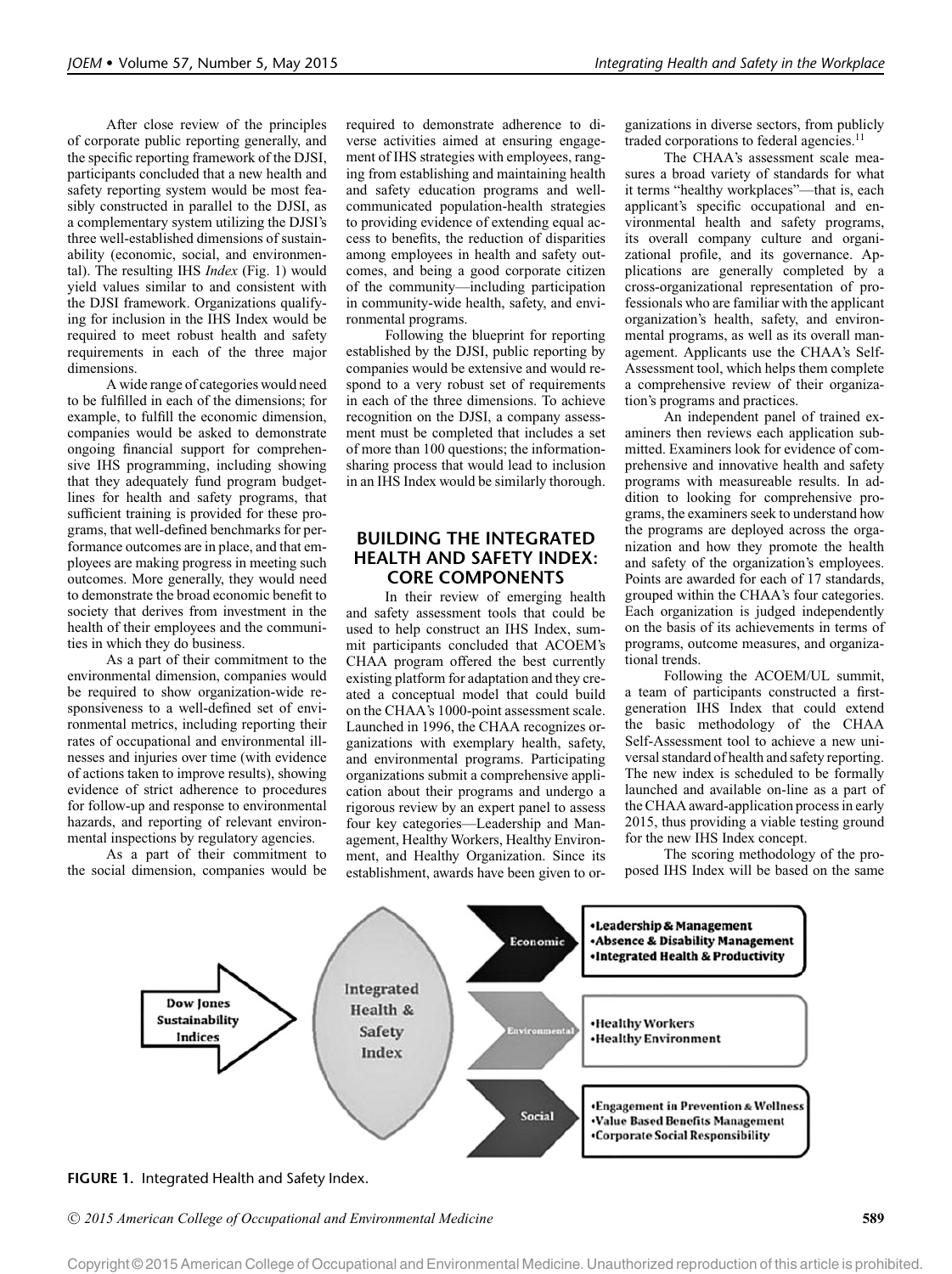After close review of the principles of corporate public reporting generally, and the specific reporting framework of the DJSI, participants concluded that a new health and safety reporting system would be most feasibly constructed in parallel to the DJSI, as a complementary system utilizing the DJSI's three well-established dimensions of sustainability (economic, social, and environmental). The resulting IHS *Index* (Fig. 1) would yield values similar to and consistent with the DJSI framework. Organizations qualifying for inclusion in the IHS Index would be required to meet robust health and safety requirements in each of the three major dimensions.

A wide range of categories would need to be fulfilled in each of the dimensions; for example, to fulfill the economic dimension, companies would be asked to demonstrate ongoing financial support for comprehensive IHS programming, including showing that they adequately fund program budgetlines for health and safety programs, that sufficient training is provided for these programs, that well-defined benchmarks for performance outcomes are in place, and that employees are making progress in meeting such outcomes. More generally, they would need to demonstrate the broad economic benefit to society that derives from investment in the health of their employees and the communities in which they do business.

As a part of their commitment to the environmental dimension, companies would be required to show organization-wide responsiveness to a well-defined set of environmental metrics, including reporting their rates of occupational and environmental illnesses and injuries over time (with evidence of actions taken to improve results), showing evidence of strict adherence to procedures for follow-up and response to environmental hazards, and reporting of relevant environmental inspections by regulatory agencies.

As a part of their commitment to the social dimension, companies would be required to demonstrate adherence to diverse activities aimed at ensuring engagement of IHS strategies with employees, ranging from establishing and maintaining health and safety education programs and well-communicated population-health strategies to providing evidence of extending equal access to benefits, the reduction of disparities among employees in health and safety outcomes, and being a good corporate citizen of the community—including participation in community-wide health, safety, and environmental programs.

Following the blueprint for reporting established by the DJSI, public reporting by companies would be extensive and would respond to a very robust set of requirements in each of the three dimensions. To achieve recognition on the DJSI, a company assessment must be completed that includes a set of more than 100 questions; the information-sharing process that would lead to inclusion in an IHS Index would be similarly thorough.

## BUILDING THE INTEGRATED HEALTH AND SAFETY INDEX: CORE COMPONENTS

In their review of emerging health and safety assessment tools that could be used to help construct an IHS Index, summit participants concluded that ACOEM's CHAA program offered the best currently existing platform for adaptation and they created a conceptual model that could build on the CHAA's 1000-point assessment scale. Launched in 1996, the CHAA recognizes organizations with exemplary health, safety, and environmental programs. Participating organizations submit a comprehensive application about their programs and undergo a rigorous review by an expert panel to assess four key categories—Leadership and Management, Healthy Workers, Healthy Environment, and Healthy Organization. Since its establishment, awards have been given to organizations in diverse sectors, from publicly traded corporations to federal agencies.[11]

The CHAA's assessment scale measures a broad variety of standards for what it terms "healthy workplaces"—that is, each applicant's specific occupational and environmental health and safety programs, its overall company culture and organizational profile, and its governance. Applications are generally completed by a cross-organizational representation of professionals who are familiar with the applicant organization's health, safety, and environmental programs, as well as its overall management. Applicants use the CHAA's Self-Assessment tool, which helps them complete a comprehensive review of their organization's programs and practices.

An independent panel of trained examiners then reviews each application submitted. Examiners look for evidence of comprehensive and innovative health and safety programs with measureable results. In addition to looking for comprehensive programs, the examiners seek to understand how the programs are deployed across the organization and how they promote the health and safety of the organization's employees. Points are awarded for each of 17 standards, grouped within the CHAA's four categories. Each organization is judged independently on the basis of its achievements in terms of programs, outcome measures, and organizational trends.

Following the ACOEM/UL summit, a team of participants constructed a first-generation IHS Index that could extend the basic methodology of the CHAA Self-Assessment tool to achieve a new universal standard of health and safety reporting. The new index is scheduled to be formally launched and available on-line as a part of the CHAA award-application process in early 2015, thus providing a viable testing ground for the new IHS Index concept.

The scoring methodology of the proposed IHS Index will be based on the same

Dow Jones Sustainability Indices

Integrated Health & Safety Index

Economic
•Leadership & Management
•Absence & Disability Management
•Integrated Health & Productivity

Environmental
•Healthy Workers
•Healthy Environment

Social
•Engagement in Prevention & Wellness
•Value Based Benefits Management
•Corporate Social Responsibility

**FIGURE 1.** Integrated Health and Safety Index.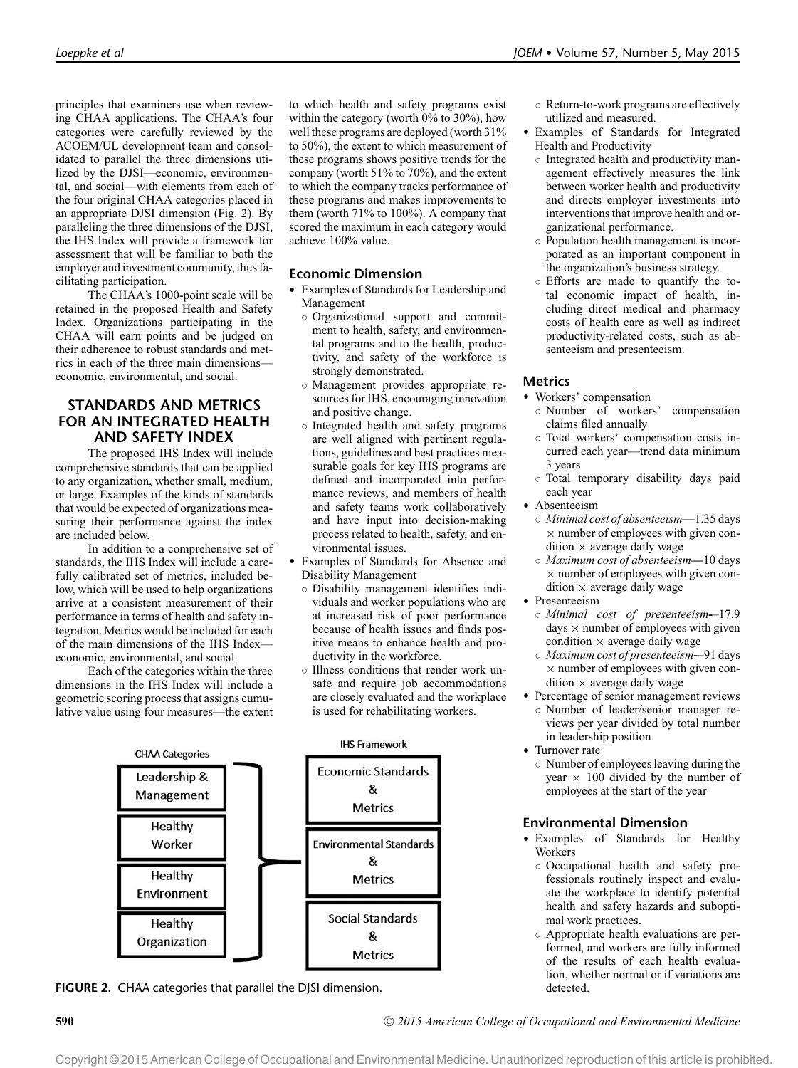principles that examiners use when reviewing CHAA applications. The CHAA's four categories were carefully reviewed by the ACOEM/UL development team and consolidated to parallel the three dimensions utilized by the DJSI—economic, environmental, and social—with elements from each of the four original CHAA categories placed in an appropriate DJSI dimension (Fig. 2). By paralleling the three dimensions of the DJSI, the IHS Index will provide a framework for assessment that will be familiar to both the employer and investment community, thus facilitating participation.

The CHAA's 1000-point scale will be retained in the proposed Health and Safety Index. Organizations participating in the CHAA will earn points and be judged on their adherence to robust standards and metrics in each of the three main dimensions—economic, environmental, and social.

## STANDARDS AND METRICS FOR AN INTEGRATED HEALTH AND SAFETY INDEX

The proposed IHS Index will include comprehensive standards that can be applied to any organization, whether small, medium, or large. Examples of the kinds of standards that would be expected of organizations measuring their performance against the index are included below.

In addition to a comprehensive set of standards, the IHS Index will include a carefully calibrated set of metrics, included below, which will be used to help organizations arrive at a consistent measurement of their performance in terms of health and safety integration. Metrics would be included for each of the main dimensions of the IHS Index—economic, environmental, and social.

Each of the categories within the three dimensions in the IHS Index will include a geometric scoring process that assigns cumulative value using four measures—the extent to which health and safety programs exist within the category (worth 0% to 30%), how well these programs are deployed (worth 31% to 50%), the extent to which measurement of these programs shows positive trends for the company (worth 51% to 70%), and the extent to which the company tracks performance of these programs and makes improvements to them (worth 71% to 100%). A company that scored the maximum in each category would achieve 100% value.

### Economic Dimension

- Examples of Standards for Leadership and Management
  - Organizational support and commitment to health, safety, and environmental programs and to the health, productivity, and safety of the workforce is strongly demonstrated.
  - Management provides appropriate resources for IHS, encouraging innovation and positive change.
  - Integrated health and safety programs are well aligned with pertinent regulations, guidelines and best practices measurable goals for key IHS programs are defined and incorporated into performance reviews, and members of health and safety teams work collaboratively and have input into decision-making process related to health, safety, and environmental issues.
- Examples of Standards for Absence and Disability Management
  - Disability management identifies individuals and worker populations who are at increased risk of poor performance because of health issues and finds positive means to enhance health and productivity in the workforce.
  - Illness conditions that render work unsafe and require job accommodations are closely evaluated and the workplace is used for rehabilitating workers.
  - Return-to-work programs are effectively utilized and measured.
- Examples of Standards for Integrated Health and Productivity
  - Integrated health and productivity management effectively measures the link between worker health and productivity and directs employer investments into interventions that improve health and organizational performance.
  - Population health management is incorporated as an important component in the organization's business strategy.
  - Efforts are made to quantify the total economic impact of health, including direct medical and pharmacy costs of health care as well as indirect productivity-related costs, such as absenteeism and presenteeism.

### Metrics

- Workers' compensation
  - Number of workers' compensation claims filed annually
  - Total workers' compensation costs incurred each year—trend data minimum 3 years
  - Total temporary disability days paid each year
- Absenteeism
  - *Minimal cost of absenteeism*—1.35 days $\times$ number of employees with given condition $\times$ average daily wage
  - *Maximum cost of absenteeism*—10 days $\times$ number of employees with given condition $\times$ average daily wage
- Presenteeism
  - *Minimal cost of presenteeism*—17.9 days $\times$ number of employees with given condition $\times$ average daily wage
  - *Maximum cost of presenteeism*—91 days $\times$ number of employees with given condition $\times$ average daily wage
- Percentage of senior management reviews
  - Number of leader/senior manager reviews per year divided by total number in leadership position
- Turnover rate
  - Number of employees leaving during the year $\times$ 100 divided by the number of employees at the start of the year

### Environmental Dimension

- Examples of Standards for Healthy Workers
  - Occupational health and safety professionals routinely inspect and evaluate the workplace to identify potential health and safety hazards and suboptimal work practices.
  - Appropriate health evaluations are performed, and workers are fully informed of the results of each health evaluation, whether normal or if variations are detected.

| CHAA Categories | IHS Framework |
|---|---|
| Leadership & Management | Economic Standards & Metrics |
| Healthy Worker | Environmental Standards & Metrics |
| Healthy Environment | Social Standards & Metrics |
| Healthy Organization | |

**FIGURE 2.** CHAA categories that parallel the DJSI dimension.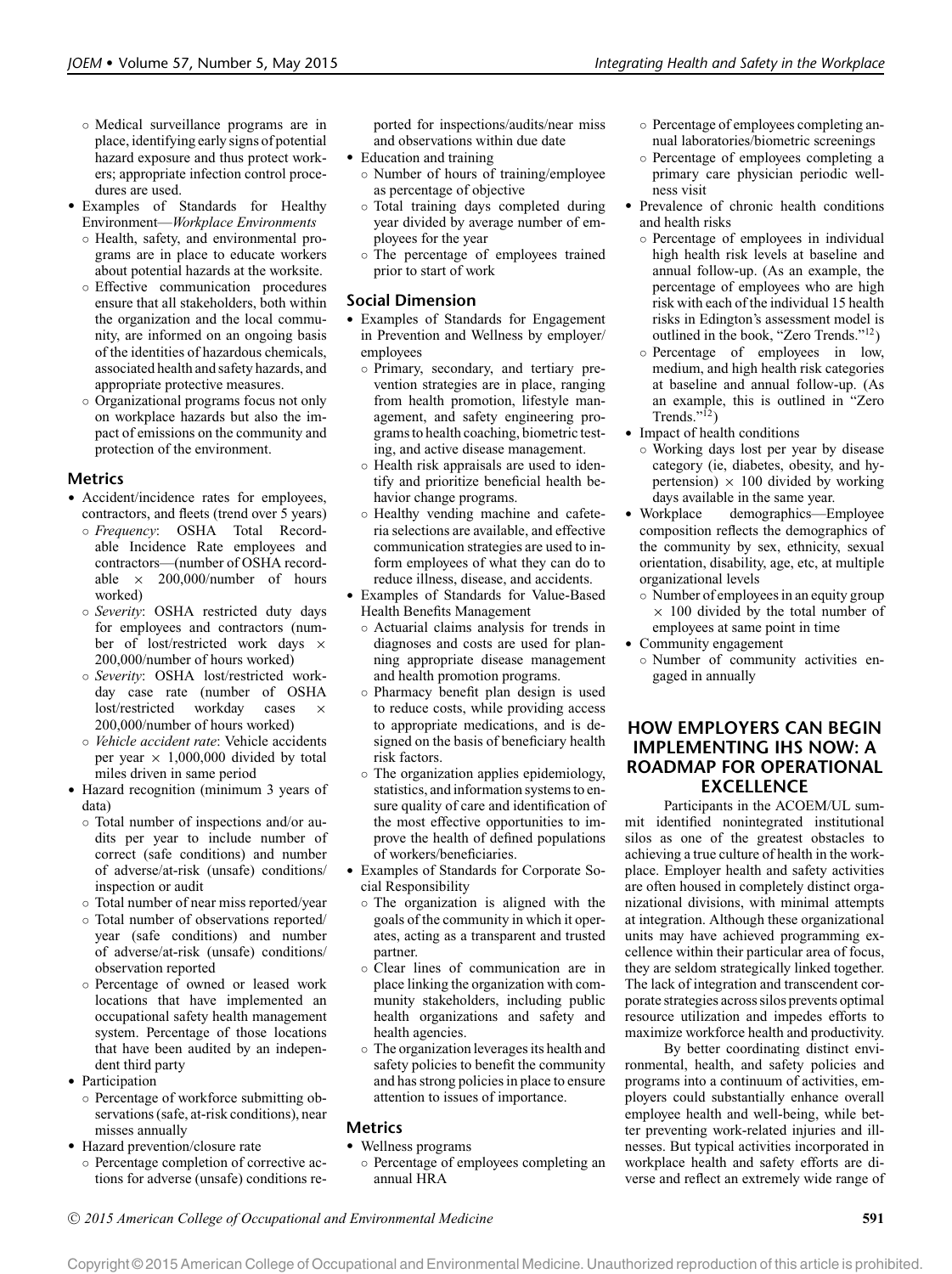- Medical surveillance programs are in place, identifying early signs of potential hazard exposure and thus protect workers; appropriate infection control procedures are used.
- Examples of Standards for Healthy Environment—*Workplace Environments*
  - Health, safety, and environmental programs are in place to educate workers about potential hazards at the worksite.
  - Effective communication procedures ensure that all stakeholders, both within the organization and the local community, are informed on an ongoing basis of the identities of hazardous chemicals, associated health and safety hazards, and appropriate protective measures.
  - Organizational programs focus not only on workplace hazards but also the impact of emissions on the community and protection of the environment.

### Metrics

- Accident/incidence rates for employees, contractors, and fleets (trend over 5 years)
  - *Frequency*: OSHA Total Recordable Incidence Rate employees and contractors—(number of OSHA recordable $\times$ 200,000/number of hours worked)
  - *Severity*: OSHA restricted duty days for employees and contractors (number of lost/restricted work days $\times$ 200,000/number of hours worked)
  - *Severity*: OSHA lost/restricted workday case rate (number of OSHA lost/restricted workday cases $\times$ 200,000/number of hours worked)
  - *Vehicle accident rate*: Vehicle accidents per year $\times$ 1,000,000 divided by total miles driven in same period
- Hazard recognition (minimum 3 years of data)
  - Total number of inspections and/or audits per year to include number of correct (safe conditions) and number of adverse/at-risk (unsafe) conditions/inspection or audit
  - Total number of near miss reported/year
  - Total number of observations reported/year (safe conditions) and number of adverse/at-risk (unsafe) conditions/observation reported
  - Percentage of owned or leased work locations that have implemented an occupational safety health management system. Percentage of those locations that have been audited by an independent third party
- Participation
  - Percentage of workforce submitting observations (safe, at-risk conditions), near misses annually
- Hazard prevention/closure rate
  - Percentage completion of corrective actions for adverse (unsafe) conditions reported for inspections/audits/near miss and observations within due date
- Education and training
  - Number of hours of training/employee as percentage of objective
  - Total training days completed during year divided by average number of employees for the year
  - The percentage of employees trained prior to start of work

### Social Dimension

- Examples of Standards for Engagement in Prevention and Wellness by employer/employees
  - Primary, secondary, and tertiary prevention strategies are in place, ranging from health promotion, lifestyle management, and safety engineering programs to health coaching, biometric testing, and active disease management.
  - Health risk appraisals are used to identify and prioritize beneficial health behavior change programs.
  - Healthy vending machine and cafeteria selections are available, and effective communication strategies are used to inform employees of what they can do to reduce illness, disease, and accidents.
- Examples of Standards for Value-Based Health Benefits Management
  - Actuarial claims analysis for trends in diagnoses and costs are used for planning appropriate disease management and health promotion programs.
  - Pharmacy benefit plan design is used to reduce costs, while providing access to appropriate medications, and is designed on the basis of beneficiary health risk factors.
  - The organization applies epidemiology, statistics, and information systems to ensure quality of care and identification of the most effective opportunities to improve the health of defined populations of workers/beneficiaries.
- Examples of Standards for Corporate Social Responsibility
  - The organization is aligned with the goals of the community in which it operates, acting as a transparent and trusted partner.
  - Clear lines of communication are in place linking the organization with community stakeholders, including public health organizations and safety and health agencies.
  - The organization leverages its health and safety policies to benefit the community and has strong policies in place to ensure attention to issues of importance.

### Metrics

- Wellness programs
  - Percentage of employees completing an annual HRA
  - Percentage of employees completing annual laboratories/biometric screenings
  - Percentage of employees completing a primary care physician periodic wellness visit
- Prevalence of chronic health conditions and health risks
  - Percentage of employees in individual high health risk levels at baseline and annual follow-up. (As an example, the percentage of employees who are high risk with each of the individual 15 health risks in Edington's assessment model is outlined in the book, "Zero Trends."[12])
  - Percentage of employees in low, medium, and high health risk categories at baseline and annual follow-up. (As an example, this is outlined in "Zero Trends."[12])
- Impact of health conditions
  - Working days lost per year by disease category (ie, diabetes, obesity, and hypertension) $\times$ 100 divided by working days available in the same year.
- Workplace demographics—Employee composition reflects the demographics of the community by sex, ethnicity, sexual orientation, disability, age, etc, at multiple organizational levels
  - Number of employees in an equity group $\times$ 100 divided by the total number of employees at same point in time
- Community engagement
  - Number of community activities engaged in annually

## HOW EMPLOYERS CAN BEGIN IMPLEMENTING IHS NOW: A ROADMAP FOR OPERATIONAL EXCELLENCE

Participants in the ACOEM/UL summit identified nonintegrated institutional silos as one of the greatest obstacles to achieving a true culture of health in the workplace. Employer health and safety activities are often housed in completely distinct organizational divisions, with minimal attempts at integration. Although these organizational units may have achieved programming excellence within their particular area of focus, they are seldom strategically linked together. The lack of integration and transcendent corporate strategies across silos prevents optimal resource utilization and impedes efforts to maximize workforce health and productivity.

By better coordinating distinct environmental, health, and safety policies and programs into a continuum of activities, employers could substantially enhance overall employee health and well-being, while better preventing work-related injuries and illnesses. But typical activities incorporated in workplace health and safety efforts are diverse and reflect an extremely wide range of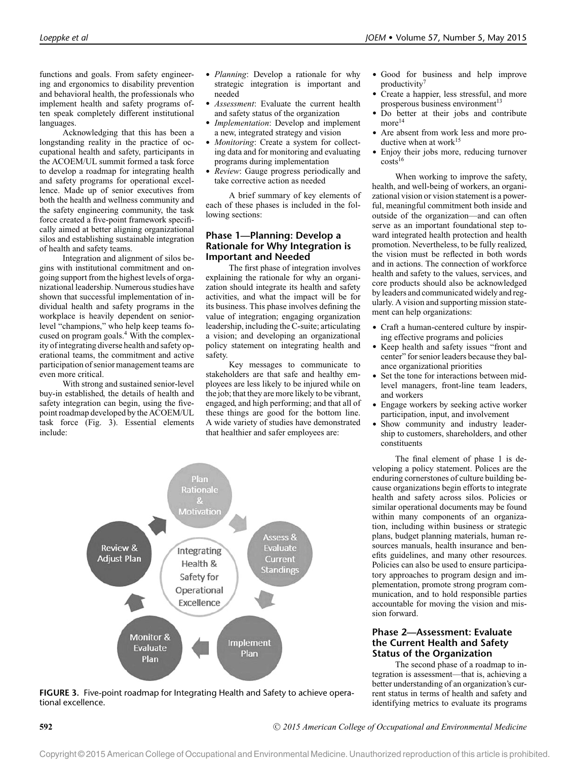functions and goals. From safety engineering and ergonomics to disability prevention and behavioral health, the professionals who implement health and safety programs often speak completely different institutional languages.

Acknowledging that this has been a longstanding reality in the practice of occupational health and safety, participants in the ACOEM/UL summit formed a task force to develop a roadmap for integrating health and safety programs for operational excellence. Made up of senior executives from both the health and wellness community and the safety engineering community, the task force created a five-point framework specifically aimed at better aligning organizational silos and establishing sustainable integration of health and safety teams.

Integration and alignment of silos begins with institutional commitment and ongoing support from the highest levels of organizational leadership. Numerous studies have shown that successful implementation of individual health and safety programs in the workplace is heavily dependent on senior-level "champions," who help keep teams focused on program goals.[4] With the complexity of integrating diverse health and safety operational teams, the commitment and active participation of senior management teams are even more critical.

With strong and sustained senior-level buy-in established, the details of health and safety integration can begin, using the five-point roadmap developed by the ACOEM/UL task force (Fig. 3). Essential elements include:

- *Planning*: Develop a rationale for why strategic integration is important and needed
- *Assessment*: Evaluate the current health and safety status of the organization
- *Implementation*: Develop and implement a new, integrated strategy and vision
- *Monitoring*: Create a system for collecting data and for monitoring and evaluating programs during implementation
- *Review*: Gauge progress periodically and take corrective action as needed

A brief summary of key elements of each of these phases is included in the following sections:

## Phase 1—Planning: Develop a Rationale for Why Integration is Important and Needed

The first phase of integration involves explaining the rationale for why an organization should integrate its health and safety activities, and what the impact will be for its business. This phase involves defining the value of integration; engaging organization leadership, including the C-suite; articulating a vision; and developing an organizational policy statement on integrating health and safety.

Key messages to communicate to stakeholders are that safe and healthy employees are less likely to be injured while on the job; that they are more likely to be vibrant, engaged, and high performing; and that all of these things are good for the bottom line. A wide variety of studies have demonstrated that healthier and safer employees are:

- Good for business and help improve productivity[7]
- Create a happier, less stressful, and more prosperous business environment[13]
- Do better at their jobs and contribute more[14]
- Are absent from work less and more productive when at work[15]
- Enjoy their jobs more, reducing turnover costs[16]

When working to improve the safety, health, and well-being of workers, an organizational vision or vision statement is a powerful, meaningful commitment both inside and outside of the organization—and can often serve as an important foundational step toward integrated health protection and health promotion. Nevertheless, to be fully realized, the vision must be reflected in both words and in actions. The connection of workforce health and safety to the values, services, and core products should also be acknowledged by leaders and communicated widely and regularly. A vision and supporting mission statement can help organizations:

- Craft a human-centered culture by inspiring effective programs and policies
- Keep health and safety issues "front and center" for senior leaders because they balance organizational priorities
- Set the tone for interactions between mid-level managers, front-line team leaders, and workers
- Engage workers by seeking active worker participation, input, and involvement
- Show community and industry leadership to customers, shareholders, and other constituents

The final element of phase 1 is developing a policy statement. Polices are the enduring cornerstones of culture building because organizations begin efforts to integrate health and safety across silos. Policies or similar operational documents may be found within many components of an organization, including within business or strategic plans, budget planning materials, human resources manuals, health insurance and benefits guidelines, and many other resources. Policies can also be used to ensure participatory approaches to program design and implementation, promote strong program communication, and to hold responsible parties accountable for moving the vision and mission forward.

Plan Rationale & Motivation → Assess & Evaluate Current Standings → Implement Plan → Monitor & Evaluate Plan → Review & Adjust Plan (center: Integrating Health & Safety for Operational Excellence)

**FIGURE 3.** Five-point roadmap for Integrating Health and Safety to achieve operational excellence.

## Phase 2—Assessment: Evaluate the Current Health and Safety Status of the Organization

The second phase of a roadmap to integration is assessment—that is, achieving a better understanding of an organization's current status in terms of health and safety and identifying metrics to evaluate its programs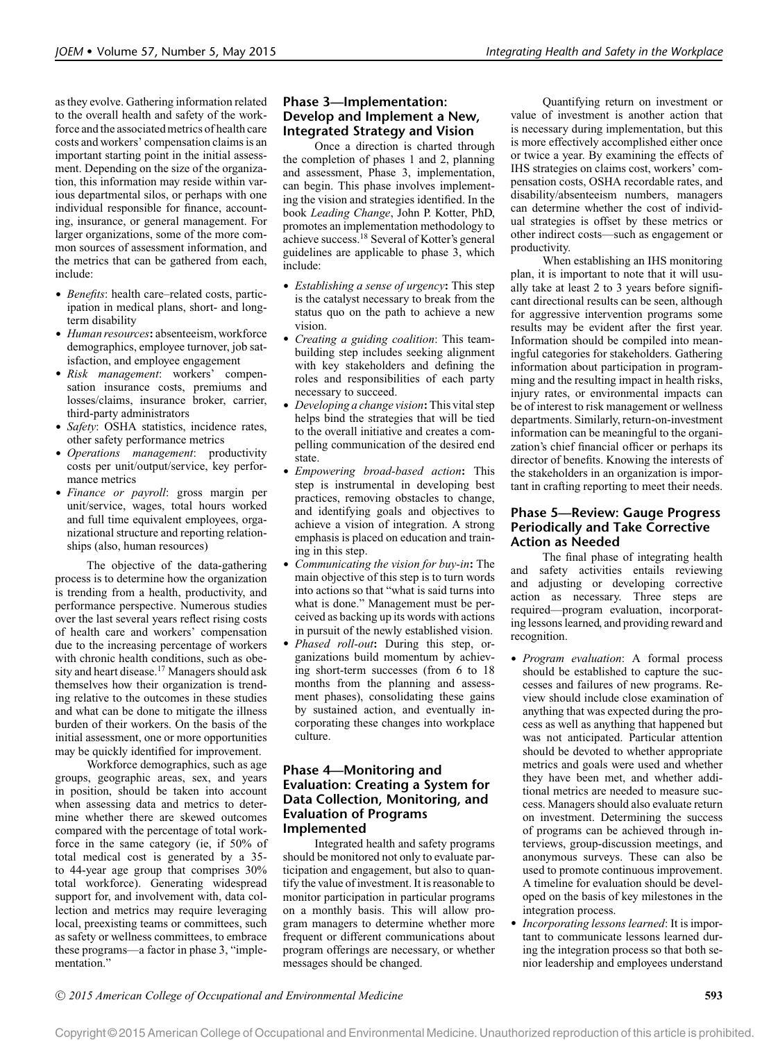as they evolve. Gathering information related to the overall health and safety of the workforce and the associated metrics of health care costs and workers' compensation claims is an important starting point in the initial assessment. Depending on the size of the organization, this information may reside within various departmental silos, or perhaps with one individual responsible for finance, accounting, insurance, or general management. For larger organizations, some of the more common sources of assessment information, and the metrics that can be gathered from each, include:

- *Benefits*: health care–related costs, participation in medical plans, short- and long-term disability
- *Human resources*: absenteeism, workforce demographics, employee turnover, job satisfaction, and employee engagement
- *Risk management*: workers' compensation insurance costs, premiums and losses/claims, insurance broker, carrier, third-party administrators
- *Safety*: OSHA statistics, incidence rates, other safety performance metrics
- *Operations management*: productivity costs per unit/output/service, key performance metrics
- *Finance or payroll*: gross margin per unit/service, wages, total hours worked and full time equivalent employees, organizational structure and reporting relationships (also, human resources)

The objective of the data-gathering process is to determine how the organization is trending from a health, productivity, and performance perspective. Numerous studies over the last several years reflect rising costs of health care and workers' compensation due to the increasing percentage of workers with chronic health conditions, such as obesity and heart disease.[17] Managers should ask themselves how their organization is trending relative to the outcomes in these studies and what can be done to mitigate the illness burden of their workers. On the basis of the initial assessment, one or more opportunities may be quickly identified for improvement.

Workforce demographics, such as age groups, geographic areas, sex, and years in position, should be taken into account when assessing data and metrics to determine whether there are skewed outcomes compared with the percentage of total workforce in the same category (ie, if 50% of total medical cost is generated by a 35- to 44-year age group that comprises 30% total workforce). Generating widespread support for, and involvement with, data collection and metrics may require leveraging local, preexisting teams or committees, such as safety or wellness committees, to embrace these programs—a factor in phase 3, "implementation."

## Phase 3—Implementation: Develop and Implement a New, Integrated Strategy and Vision

Once a direction is charted through the completion of phases 1 and 2, planning and assessment, Phase 3, implementation, can begin. This phase involves implementing the vision and strategies identified. In the book *Leading Change*, John P. Kotter, PhD, promotes an implementation methodology to achieve success.[18] Several of Kotter's general guidelines are applicable to phase 3, which include:

- *Establishing a sense of urgency*: This step is the catalyst necessary to break from the status quo on the path to achieve a new vision.
- *Creating a guiding coalition*: This team-building step includes seeking alignment with key stakeholders and defining the roles and responsibilities of each party necessary to succeed.
- *Developing a change vision*: This vital step helps bind the strategies that will be tied to the overall initiative and creates a compelling communication of the desired end state.
- *Empowering broad-based action*: This step is instrumental in developing best practices, removing obstacles to change, and identifying goals and objectives to achieve a vision of integration. A strong emphasis is placed on education and training in this step.
- *Communicating the vision for buy-in*: The main objective of this step is to turn words into actions so that "what is said turns into what is done." Management must be perceived as backing up its words with actions in pursuit of the newly established vision.
- *Phased roll-out*: During this step, organizations build momentum by achieving short-term successes (from 6 to 18 months from the planning and assessment phases), consolidating these gains by sustained action, and eventually incorporating these changes into workplace culture.

## Phase 4—Monitoring and Evaluation: Creating a System for Data Collection, Monitoring, and Evaluation of Programs Implemented

Integrated health and safety programs should be monitored not only to evaluate participation and engagement, but also to quantify the value of investment. It is reasonable to monitor participation in particular programs on a monthly basis. This will allow program managers to determine whether more frequent or different communications about program offerings are necessary, or whether messages should be changed.

Quantifying return on investment or value of investment is another action that is necessary during implementation, but this is more effectively accomplished either once or twice a year. By examining the effects of IHS strategies on claims cost, workers' compensation costs, OSHA recordable rates, and disability/absenteeism numbers, managers can determine whether the cost of individual strategies is offset by these metrics or other indirect costs—such as engagement or productivity.

When establishing an IHS monitoring plan, it is important to note that it will usually take at least 2 to 3 years before significant directional results can be seen, although for aggressive intervention programs some results may be evident after the first year. Information should be compiled into meaningful categories for stakeholders. Gathering information about participation in programming and the resulting impact in health risks, injury rates, or environmental impacts can be of interest to risk management or wellness departments. Similarly, return-on-investment information can be meaningful to the organization's chief financial officer or perhaps its director of benefits. Knowing the interests of the stakeholders in an organization is important in crafting reporting to meet their needs.

## Phase 5—Review: Gauge Progress Periodically and Take Corrective Action as Needed

The final phase of integrating health and safety activities entails reviewing and adjusting or developing corrective action as necessary. Three steps are required—program evaluation, incorporating lessons learned, and providing reward and recognition.

- *Program evaluation*: A formal process should be established to capture the successes and failures of new programs. Review should include close examination of anything that was expected during the process as well as anything that happened but was not anticipated. Particular attention should be devoted to whether appropriate metrics and goals were used and whether they have been met, and whether additional metrics are needed to measure success. Managers should also evaluate return on investment. Determining the success of programs can be achieved through interviews, group-discussion meetings, and anonymous surveys. These can also be used to promote continuous improvement. A timeline for evaluation should be developed on the basis of key milestones in the integration process.
- *Incorporating lessons learned*: It is important to communicate lessons learned during the integration process so that both senior leadership and employees understand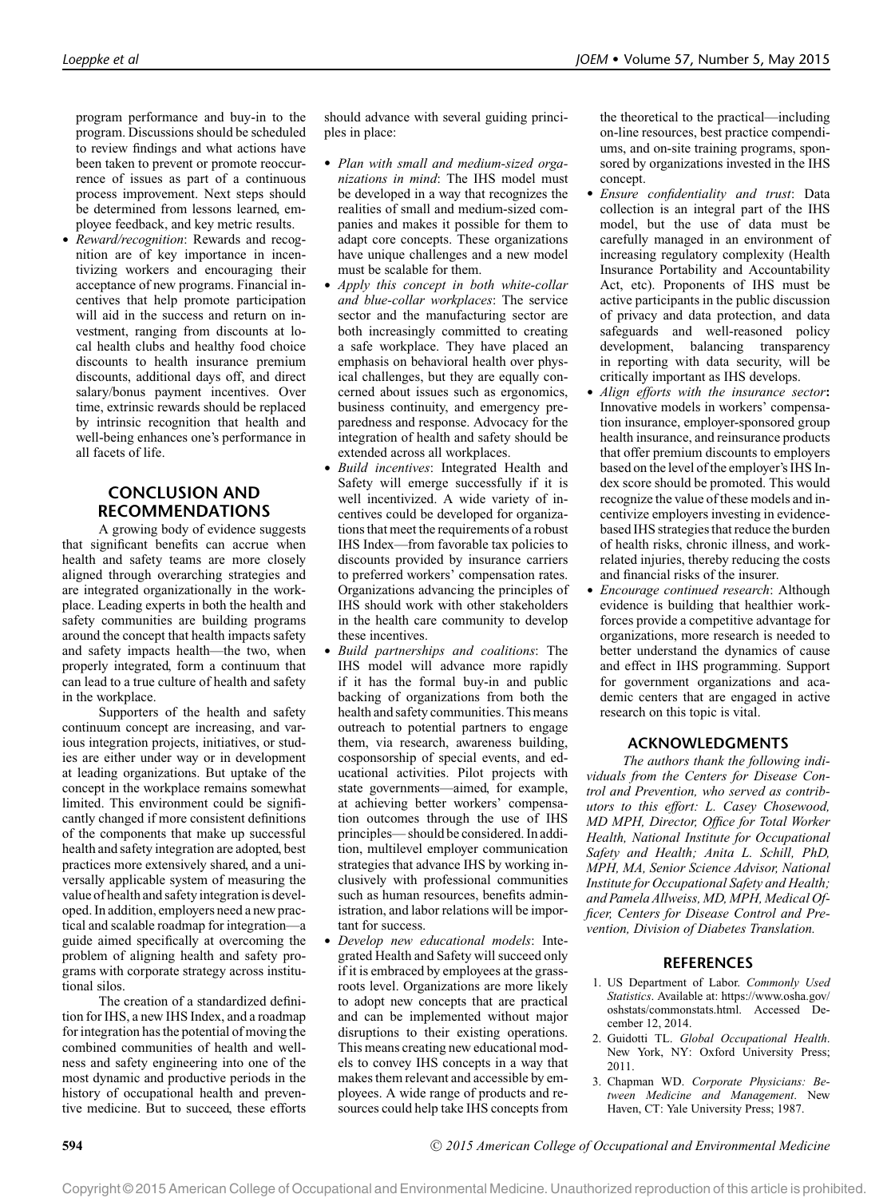program performance and buy-in to the program. Discussions should be scheduled to review findings and what actions have been taken to prevent or promote reoccurrence of issues as part of a continuous process improvement. Next steps should be determined from lessons learned, employee feedback, and key metric results.

- *Reward/recognition*: Rewards and recognition are of key importance in incentivizing workers and encouraging their acceptance of new programs. Financial incentives that help promote participation will aid in the success and return on investment, ranging from discounts at local health clubs and healthy food choice discounts to health insurance premium discounts, additional days off, and direct salary/bonus payment incentives. Over time, extrinsic rewards should be replaced by intrinsic recognition that health and well-being enhances one's performance in all facets of life.

## CONCLUSION AND RECOMMENDATIONS

A growing body of evidence suggests that significant benefits can accrue when health and safety teams are more closely aligned through overarching strategies and are integrated organizationally in the workplace. Leading experts in both the health and safety communities are building programs around the concept that health impacts safety and safety impacts health—the two, when properly integrated, form a continuum that can lead to a true culture of health and safety in the workplace.

Supporters of the health and safety continuum concept are increasing, and various integration projects, initiatives, or studies are either under way or in development at leading organizations. But uptake of the concept in the workplace remains somewhat limited. This environment could be significantly changed if more consistent definitions of the components that make up successful health and safety integration are adopted, best practices more extensively shared, and a universally applicable system of measuring the value of health and safety integration is developed. In addition, employers need a new practical and scalable roadmap for integration—a guide aimed specifically at overcoming the problem of aligning health and safety programs with corporate strategy across institutional silos.

The creation of a standardized definition for IHS, a new IHS Index, and a roadmap for integration has the potential of moving the combined communities of health and wellness and safety engineering into one of the most dynamic and productive periods in the history of occupational health and preventive medicine. But to succeed, these efforts should advance with several guiding principles in place:

- *Plan with small and medium-sized organizations in mind*: The IHS model must be developed in a way that recognizes the realities of small and medium-sized companies and makes it possible for them to adapt core concepts. These organizations have unique challenges and a new model must be scalable for them.
- *Apply this concept in both white-collar and blue-collar workplaces*: The service sector and the manufacturing sector are both increasingly committed to creating a safe workplace. They have placed an emphasis on behavioral health over physical challenges, but they are equally concerned about issues such as ergonomics, business continuity, and emergency preparedness and response. Advocacy for the integration of health and safety should be extended across all workplaces.
- *Build incentives*: Integrated Health and Safety will emerge successfully if it is well incentivized. A wide variety of incentives could be developed for organizations that meet the requirements of a robust IHS Index—from favorable tax policies to discounts provided by insurance carriers to preferred workers' compensation rates. Organizations advancing the principles of IHS should work with other stakeholders in the health care community to develop these incentives.
- *Build partnerships and coalitions*: The IHS model will advance more rapidly if it has the formal buy-in and public backing of organizations from both the health and safety communities. This means outreach to potential partners to engage them, via research, awareness building, cosponsorship of special events, and educational activities. Pilot projects with state governments—aimed, for example, at achieving better workers' compensation outcomes through the use of IHS principles—should be considered. In addition, multilevel employer communication strategies that advance IHS by working inclusively with professional communities such as human resources, benefits administration, and labor relations will be important for success.
- *Develop new educational models*: Integrated Health and Safety will succeed only if it is embraced by employees at the grassroots level. Organizations are more likely to adopt new concepts that are practical and can be implemented without major disruptions to their existing operations. This means creating new educational models to convey IHS concepts in a way that makes them relevant and accessible by employees. A wide range of products and resources could help take IHS concepts from the theoretical to the practical—including on-line resources, best practice compendiums, and on-site training programs, sponsored by organizations invested in the IHS concept.
- *Ensure confidentiality and trust*: Data collection is an integral part of the IHS model, but the use of data must be carefully managed in an environment of increasing regulatory complexity (Health Insurance Portability and Accountability Act, etc). Proponents of IHS must be active participants in the public discussion of privacy and data protection, and data safeguards and well-reasoned policy development, balancing transparency in reporting with data security, will be critically important as IHS develops.
- *Align efforts with the insurance sector*: Innovative models in workers' compensation insurance, employer-sponsored group health insurance, and reinsurance products that offer premium discounts to employers based on the level of the employer's IHS Index score should be promoted. This would recognize the value of these models and incentivize employers investing in evidence-based IHS strategies that reduce the burden of health risks, chronic illness, and work-related injuries, thereby reducing the costs and financial risks of the insurer.
- *Encourage continued research*: Although evidence is building that healthier workforces provide a competitive advantage for organizations, more research is needed to better understand the dynamics of cause and effect in IHS programming. Support for government organizations and academic centers that are engaged in active research on this topic is vital.

## ACKNOWLEDGMENTS

*The authors thank the following individuals from the Centers for Disease Control and Prevention, who served as contributors to this effort: L. Casey Chosewood, MD MPH, Director, Office for Total Worker Health, National Institute for Occupational Safety and Health; Anita L. Schill, PhD, MPH, MA, Senior Science Advisor, National Institute for Occupational Safety and Health; and Pamela Allweiss, MD, MPH, Medical Officer, Centers for Disease Control and Prevention, Division of Diabetes Translation.*

## REFERENCES

1. US Department of Labor. *Commonly Used Statistics*. Available at: https://www.osha.gov/oshstats/commonstats.html. Accessed December 12, 2014.
2. Guidotti TL. *Global Occupational Health*. New York, NY: Oxford University Press; 2011.
3. Chapman WD. *Corporate Physicians: Between Medicine and Management*. New Haven, CT: Yale University Press; 1987.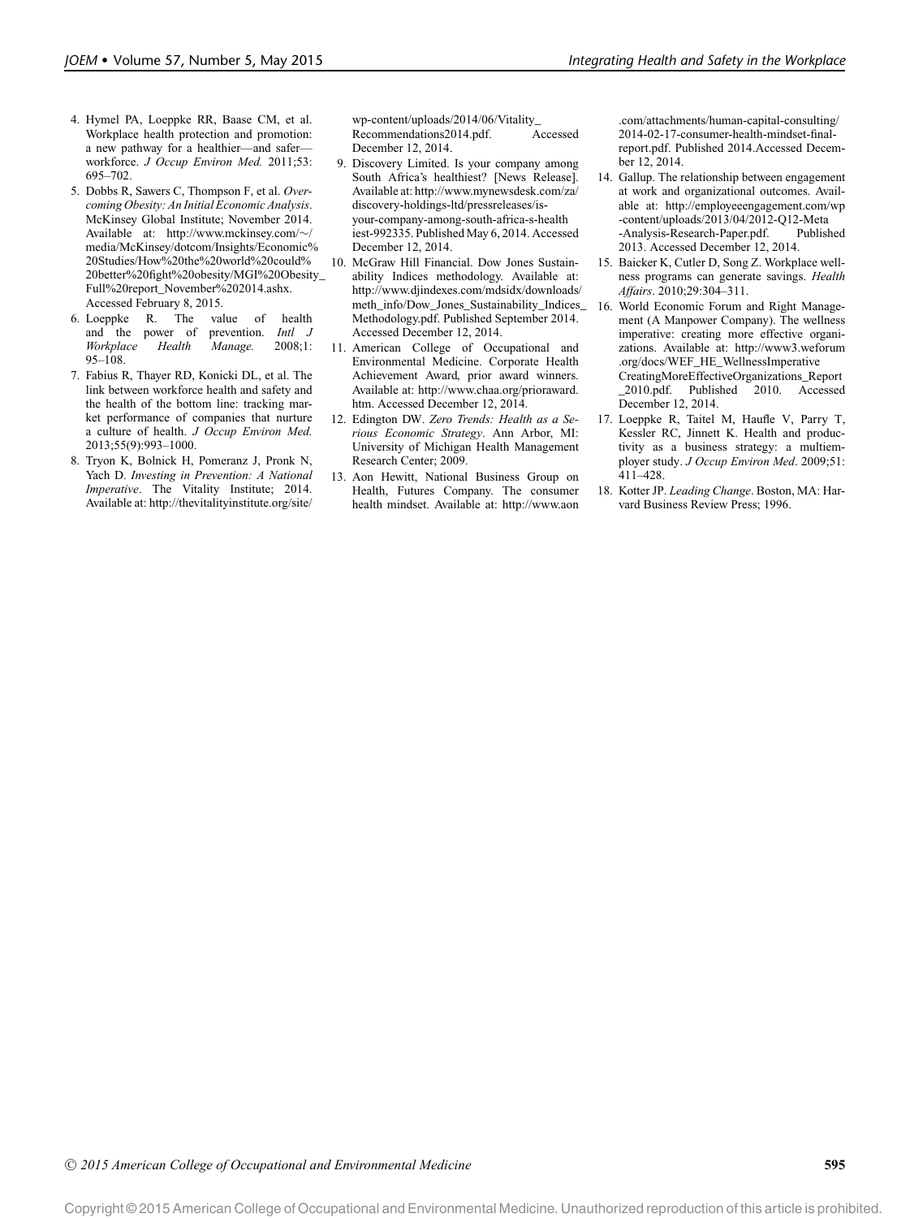4. Hymel PA, Loeppke RR, Baase CM, et al. Workplace health protection and promotion: a new pathway for a healthier—and safer—workforce. *J Occup Environ Med.* 2011;53: 695–702.
5. Dobbs R, Sawers C, Thompson F, et al. *Overcoming Obesity: An Initial Economic Analysis*. McKinsey Global Institute; November 2014. Available at: http://www.mckinsey.com/~/media/McKinsey/dotcom/Insights/Economic%20Studies/How%20the%20world%20could%20better%20fight%20obesity/MGI%20Obesity_Full%20report_November%202014.ashx. Accessed February 8, 2015.
6. Loeppke R. The value of health and the power of prevention. *Intl J Workplace Health Manage.* 2008;1: 95–108.
7. Fabius R, Thayer RD, Konicki DL, et al. The link between workforce health and safety and the health of the bottom line: tracking market performance of companies that nurture a culture of health. *J Occup Environ Med.* 2013;55(9):993–1000.
8. Tryon K, Bolnick H, Pomeranz J, Pronk N, Yach D. *Investing in Prevention: A National Imperative*. The Vitality Institute; 2014. Available at: http://thevitalityinstitute.org/site/wp-content/uploads/2014/06/Vitality_Recommendations2014.pdf. Accessed December 12, 2014.
9. Discovery Limited. Is your company among South Africa's healthiest? [News Release]. Available at: http://www.mynewsdesk.com/za/discovery-holdings-ltd/pressreleases/is-your-company-among-south-africa-s-healthiest-992335. Published May 6, 2014. Accessed December 12, 2014.
10. McGraw Hill Financial. Dow Jones Sustainability Indices methodology. Available at: http://www.djindexes.com/mdsidx/downloads/meth_info/Dow_Jones_Sustainability_Indices_Methodology.pdf. Published September 2014. Accessed December 12, 2014.
11. American College of Occupational and Environmental Medicine. Corporate Health Achievement Award, prior award winners. Available at: http://www.chaa.org/prioraward.htm. Accessed December 12, 2014.
12. Edington DW. *Zero Trends: Health as a Serious Economic Strategy*. Ann Arbor, MI: University of Michigan Health Management Research Center; 2009.
13. Aon Hewitt, National Business Group on Health, Futures Company. The consumer health mindset. Available at: http://www.aon.com/attachments/human-capital-consulting/2014-02-17-consumer-health-mindset-final-report.pdf. Published 2014.Accessed December 12, 2014.
14. Gallup. The relationship between engagement at work and organizational outcomes. Available at: http://employeeengagement.com/wp-content/uploads/2013/04/2012-Q12-Meta-Analysis-Research-Paper.pdf. Published 2013. Accessed December 12, 2014.
15. Baicker K, Cutler D, Song Z. Workplace wellness programs can generate savings. *Health Affairs*. 2010;29:304–311.
16. World Economic Forum and Right Management (A Manpower Company). The wellness imperative: creating more effective organizations. Available at: http://www3.weforum.org/docs/WEF_HE_WellnessImperativeCreatingMoreEffectiveOrganizations_Report_2010.pdf. Published 2010. Accessed December 12, 2014.
17. Loeppke R, Taitel M, Haufle V, Parry T, Kessler RC, Jinnett K. Health and productivity as a business strategy: a multiemployer study. *J Occup Environ Med*. 2009;51: 411–428.
18. Kotter JP. *Leading Change*. Boston, MA: Harvard Business Review Press; 1996.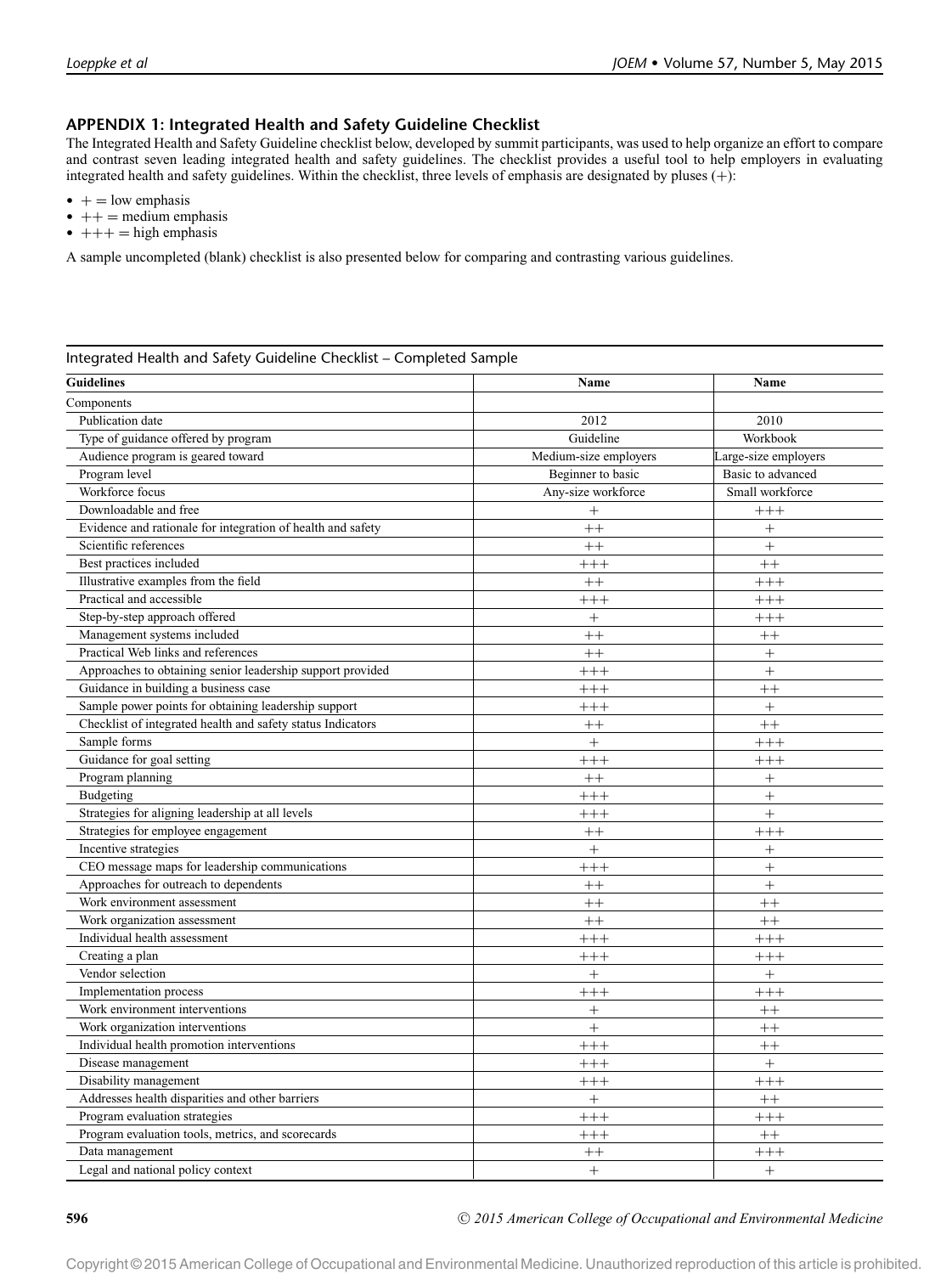## APPENDIX 1: Integrated Health and Safety Guideline Checklist

The Integrated Health and Safety Guideline checklist below, developed by summit participants, was used to help organize an effort to compare and contrast seven leading integrated health and safety guidelines. The checklist provides a useful tool to help employers in evaluating integrated health and safety guidelines. Within the checklist, three levels of emphasis are designated by pluses (+):

- + = low emphasis
- ++ = medium emphasis
- +++ = high emphasis

A sample uncompleted (blank) checklist is also presented below for comparing and contrasting various guidelines.

Integrated Health and Safety Guideline Checklist – Completed Sample

| Guidelines | Name | Name |
|---|---|---|
| Components | | |
| Publication date | 2012 | 2010 |
| Type of guidance offered by program | Guideline | Workbook |
| Audience program is geared toward | Medium-size employers | Large-size employers |
| Program level | Beginner to basic | Basic to advanced |
| Workforce focus | Any-size workforce | Small workforce |
| Downloadable and free | + | +++ |
| Evidence and rationale for integration of health and safety | ++ | + |
| Scientific references | ++ | + |
| Best practices included | +++ | ++ |
| Illustrative examples from the field | ++ | +++ |
| Practical and accessible | +++ | +++ |
| Step-by-step approach offered | + | +++ |
| Management systems included | ++ | ++ |
| Practical Web links and references | ++ | + |
| Approaches to obtaining senior leadership support provided | +++ | + |
| Guidance in building a business case | +++ | ++ |
| Sample power points for obtaining leadership support | +++ | + |
| Checklist of integrated health and safety status Indicators | ++ | ++ |
| Sample forms | + | +++ |
| Guidance for goal setting | +++ | +++ |
| Program planning | ++ | + |
| Budgeting | +++ | + |
| Strategies for aligning leadership at all levels | +++ | + |
| Strategies for employee engagement | ++ | +++ |
| Incentive strategies | + | + |
| CEO message maps for leadership communications | +++ | + |
| Approaches for outreach to dependents | ++ | + |
| Work environment assessment | ++ | ++ |
| Work organization assessment | ++ | ++ |
| Individual health assessment | +++ | +++ |
| Creating a plan | +++ | +++ |
| Vendor selection | + | + |
| Implementation process | +++ | +++ |
| Work environment interventions | + | ++ |
| Work organization interventions | + | ++ |
| Individual health promotion interventions | +++ | ++ |
| Disease management | +++ | + |
| Disability management | +++ | +++ |
| Addresses health disparities and other barriers | + | ++ |
| Program evaluation strategies | +++ | +++ |
| Program evaluation tools, metrics, and scorecards | +++ | ++ |
| Data management | ++ | +++ |
| Legal and national policy context | + | + |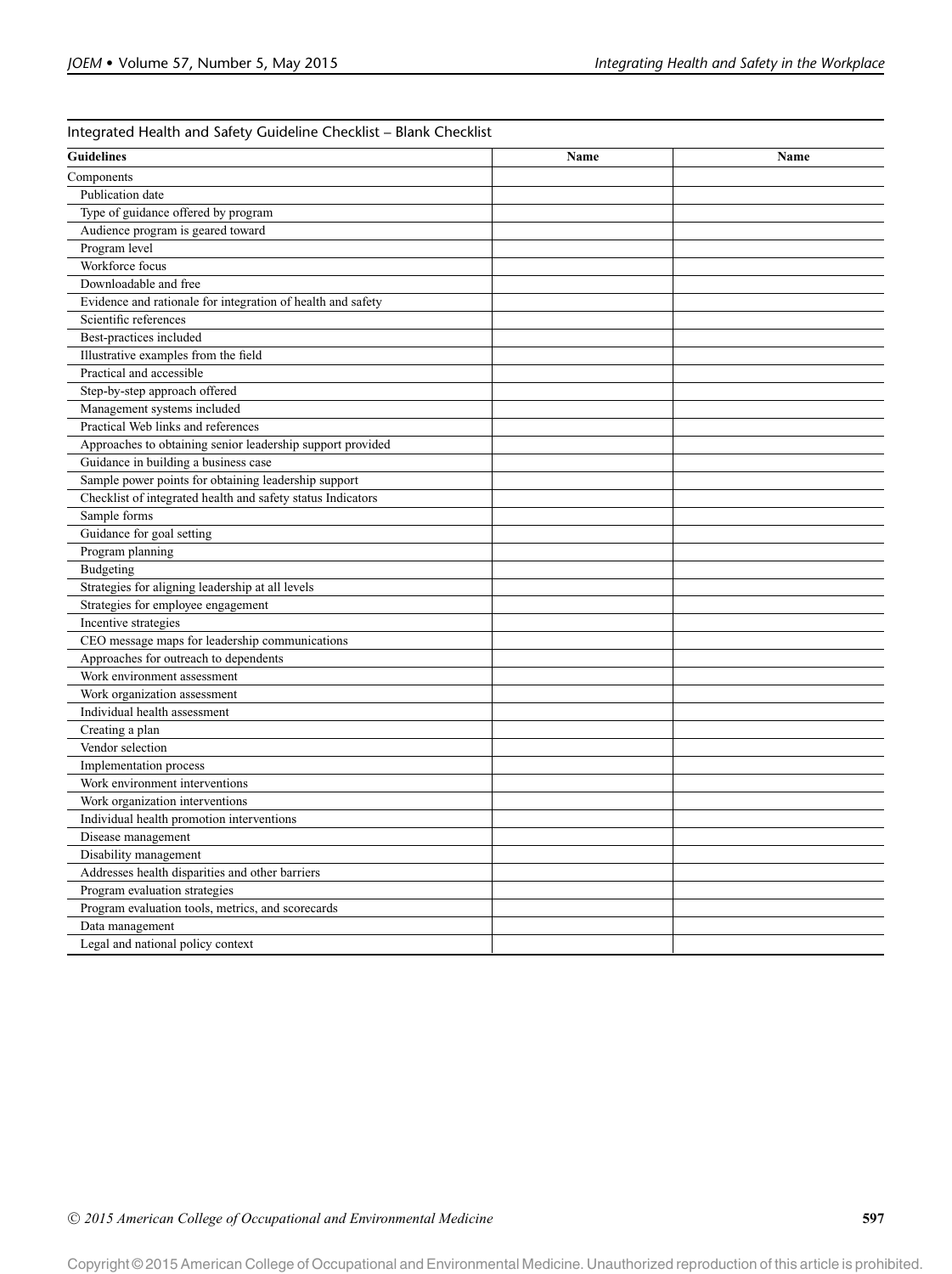Integrated Health and Safety Guideline Checklist – Blank Checklist

| Guidelines | Name | Name |
| --- | --- | --- |
| Components | | |
| Publication date | | |
| Type of guidance offered by program | | |
| Audience program is geared toward | | |
| Program level | | |
| Workforce focus | | |
| Downloadable and free | | |
| Evidence and rationale for integration of health and safety | | |
| Scientific references | | |
| Best-practices included | | |
| Illustrative examples from the field | | |
| Practical and accessible | | |
| Step-by-step approach offered | | |
| Management systems included | | |
| Practical Web links and references | | |
| Approaches to obtaining senior leadership support provided | | |
| Guidance in building a business case | | |
| Sample power points for obtaining leadership support | | |
| Checklist of integrated health and safety status Indicators | | |
| Sample forms | | |
| Guidance for goal setting | | |
| Program planning | | |
| Budgeting | | |
| Strategies for aligning leadership at all levels | | |
| Strategies for employee engagement | | |
| Incentive strategies | | |
| CEO message maps for leadership communications | | |
| Approaches for outreach to dependents | | |
| Work environment assessment | | |
| Work organization assessment | | |
| Individual health assessment | | |
| Creating a plan | | |
| Vendor selection | | |
| Implementation process | | |
| Work environment interventions | | |
| Work organization interventions | | |
| Individual health promotion interventions | | |
| Disease management | | |
| Disability management | | |
| Addresses health disparities and other barriers | | |
| Program evaluation strategies | | |
| Program evaluation tools, metrics, and scorecards | | |
| Data management | | |
| Legal and national policy context | | |